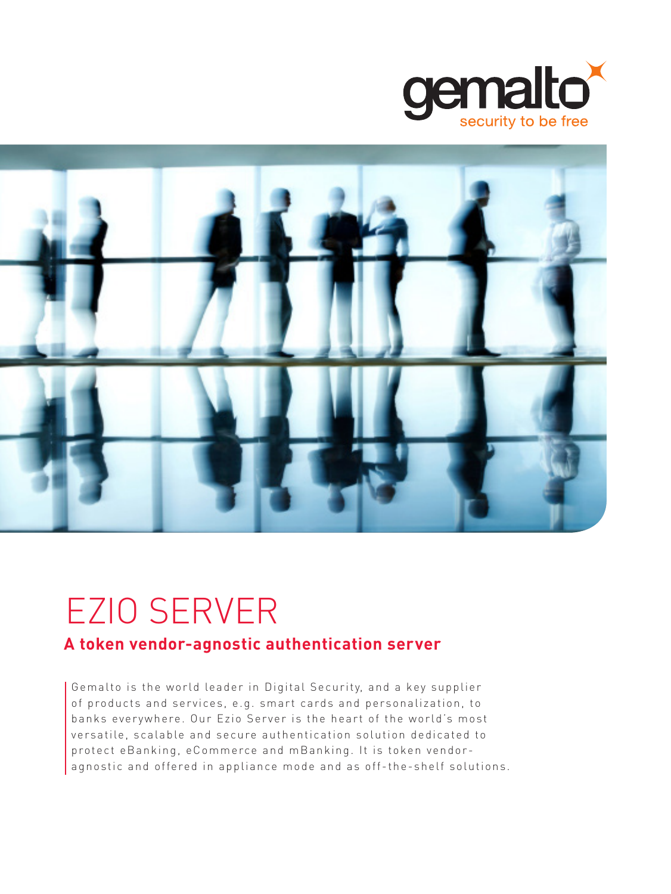gemalto

security to be free

# EZIO SERVER

## A token vendor-agnostic authentication server

Gemalto is the world leader in Digital Security, and a key supplier of products and services, e.g. smart cards and personalization, to banks everywhere. Our Ezio Server is the heart of the world's most versatile, scalable and secure authentication solution dedicated to protect eBanking, eCommerce and mBanking. It is token vendor-agnostic and offered in appliance mode and as off-the-shelf solutions.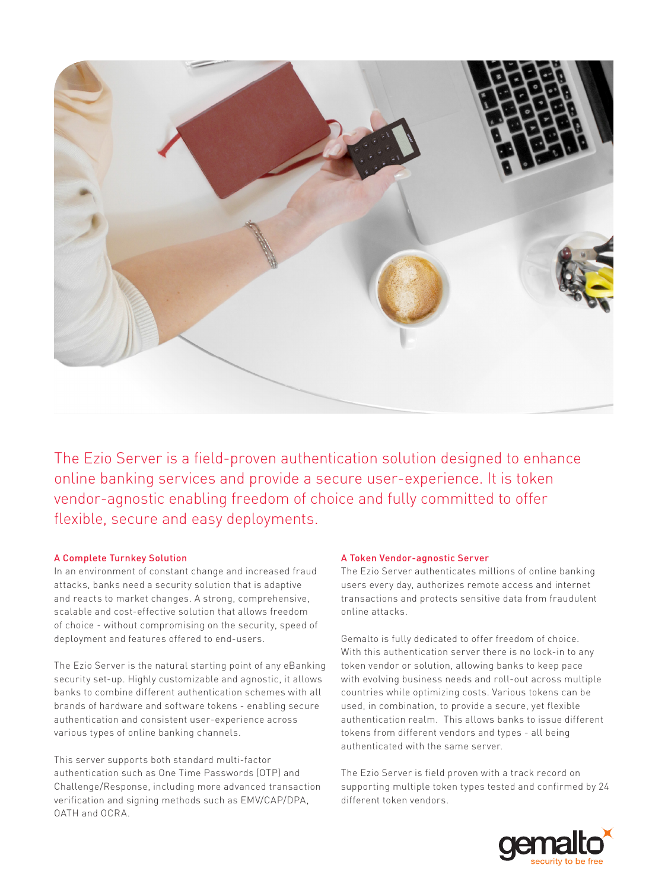The Ezio Server is a field-proven authentication solution designed to enhance online banking services and provide a secure user-experience. It is token vendor-agnostic enabling freedom of choice and fully committed to offer flexible, secure and easy deployments.

#### A Complete Turnkey Solution

In an environment of constant change and increased fraud attacks, banks need a security solution that is adaptive and reacts to market changes. A strong, comprehensive, scalable and cost-effective solution that allows freedom of choice - without compromising on the security, speed of deployment and features offered to end-users.

The Ezio Server is the natural starting point of any eBanking security set-up. Highly customizable and agnostic, it allows banks to combine different authentication schemes with all brands of hardware and software tokens - enabling secure authentication and consistent user-experience across various types of online banking channels.

This server supports both standard multi-factor authentication such as One Time Passwords (OTP) and Challenge/Response, including more advanced transaction verification and signing methods such as EMV/CAP/DPA, OATH and OCRA.

#### A Token Vendor-agnostic Server

The Ezio Server authenticates millions of online banking users every day, authorizes remote access and internet transactions and protects sensitive data from fraudulent online attacks.

Gemalto is fully dedicated to offer freedom of choice. With this authentication server there is no lock-in to any token vendor or solution, allowing banks to keep pace with evolving business needs and roll-out across multiple countries while optimizing costs. Various tokens can be used, in combination, to provide a secure, yet flexible authentication realm. This allows banks to issue different tokens from different vendors and types - all being authenticated with the same server.

The Ezio Server is field proven with a track record on supporting multiple token types tested and confirmed by 24 different token vendors.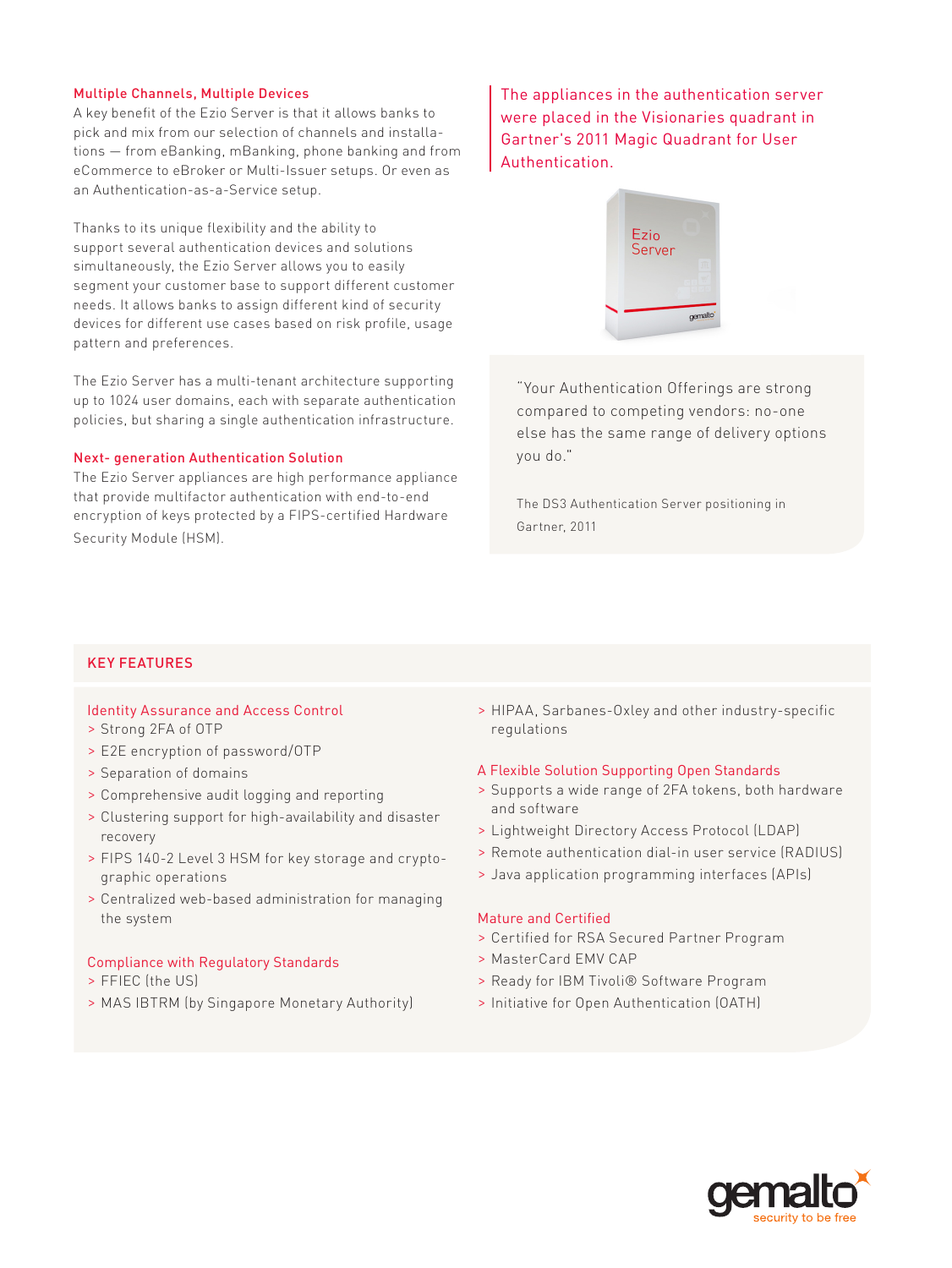### Multiple Channels, Multiple Devices

A key benefit of the Ezio Server is that it allows banks to pick and mix from our selection of channels and installations — from eBanking, mBanking, phone banking and from eCommerce to eBroker or Multi-Issuer setups. Or even as an Authentication-as-a-Service setup.

Thanks to its unique flexibility and the ability to support several authentication devices and solutions simultaneously, the Ezio Server allows you to easily segment your customer base to support different customer needs. It allows banks to assign different kind of security devices for different use cases based on risk profile, usage pattern and preferences.

The Ezio Server has a multi-tenant architecture supporting up to 1024 user domains, each with separate authentication policies, but sharing a single authentication infrastructure.

### Next- generation Authentication Solution

The Ezio Server appliances are high performance appliance that provide multifactor authentication with end-to-end encryption of keys protected by a FIPS-certified Hardware Security Module (HSM).

The appliances in the authentication server were placed in the Visionaries quadrant in Gartner's 2011 Magic Quadrant for User Authentication.

"Your Authentication Offerings are strong compared to competing vendors: no-one else has the same range of delivery options you do."

The DS3 Authentication Server positioning in Gartner, 2011

## KEY FEATURES

### Identity Assurance and Access Control

- Strong 2FA of OTP
- E2E encryption of password/OTP
- Separation of domains
- Comprehensive audit logging and reporting
- Clustering support for high-availability and disaster recovery
- FIPS 140-2 Level 3 HSM for key storage and cryptographic operations
- Centralized web-based administration for managing the system

### Compliance with Regulatory Standards

- FFIEC (the US)
- MAS IBTRM (by Singapore Monetary Authority)
- HIPAA, Sarbanes-Oxley and other industry-specific regulations

### A Flexible Solution Supporting Open Standards

- Supports a wide range of 2FA tokens, both hardware and software
- Lightweight Directory Access Protocol (LDAP)
- Remote authentication dial-in user service (RADIUS)
- Java application programming interfaces (APIs)

### Mature and Certified

- Certified for RSA Secured Partner Program
- MasterCard EMV CAP
- Ready for IBM Tivoli® Software Program
- Initiative for Open Authentication (OATH)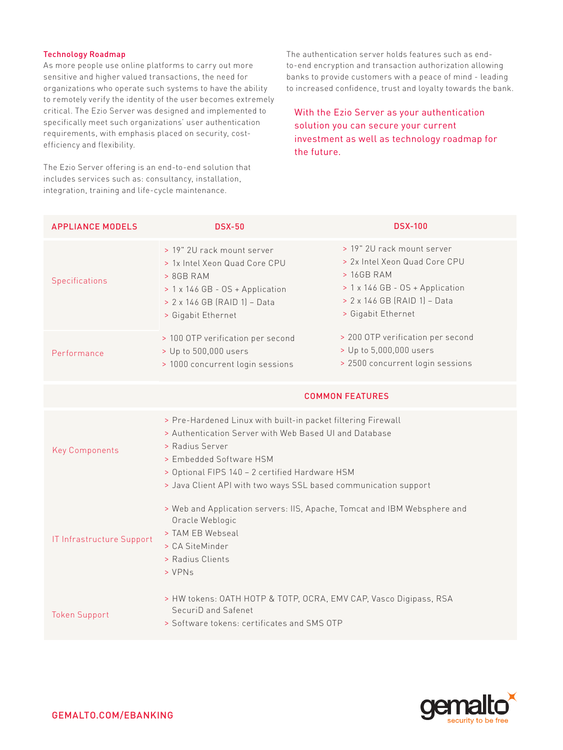## Technology Roadmap

As more people use online platforms to carry out more sensitive and higher valued transactions, the need for organizations who operate such systems to have the ability to remotely verify the identity of the user becomes extremely critical. The Ezio Server was designed and implemented to specifically meet such organizations' user authentication requirements, with emphasis placed on security, cost-efficiency and flexibility.

The Ezio Server offering is an end-to-end solution that includes services such as: consultancy, installation, integration, training and life-cycle maintenance.

The authentication server holds features such as end-to-end encryption and transaction authorization allowing banks to provide customers with a peace of mind - leading to increased confidence, trust and loyalty towards the bank.

With the Ezio Server as your authentication solution you can secure your current investment as well as technology roadmap for the future.

| APPLIANCE MODELS | DSX-50 | DSX-100 |
|---|---|---|
| Specifications | > 19" 2U rack mount server<br>> 1x Intel Xeon Quad Core CPU<br>> 8GB RAM<br>> 1 x 146 GB - OS + Application<br>> 2 x 146 GB (RAID 1) – Data<br>> Gigabit Ethernet | > 19" 2U rack mount server<br>> 2x Intel Xeon Quad Core CPU<br>> 16GB RAM<br>> 1 x 146 GB - OS + Application<br>> 2 x 146 GB (RAID 1) – Data<br>> Gigabit Ethernet |
| Performance | > 100 OTP verification per second<br>> Up to 500,000 users<br>> 1000 concurrent login sessions | > 200 OTP verification per second<br>> Up to 5,000,000 users<br>> 2500 concurrent login sessions |

| | COMMON FEATURES |
|---|---|
| Key Components | > Pre-Hardened Linux with built-in packet filtering Firewall<br>> Authentication Server with Web Based UI and Database<br>> Radius Server<br>> Embedded Software HSM<br>> Optional FIPS 140 – 2 certified Hardware HSM<br>> Java Client API with two ways SSL based communication support |
| IT Infrastructure Support | > Web and Application servers: IIS, Apache, Tomcat and IBM Websphere and Oracle Weblogic<br>> TAM EB Webseal<br>> CA SiteMinder<br>> Radius Clients<br>> VPNs |
| Token Support | > HW tokens: OATH HOTP & TOTP, OCRA, EMV CAP, Vasco Digipass, RSA SecuriD and Safenet<br>> Software tokens: certificates and SMS OTP |

GEMALTO.COM/EBANKING

gemalto
security to be free